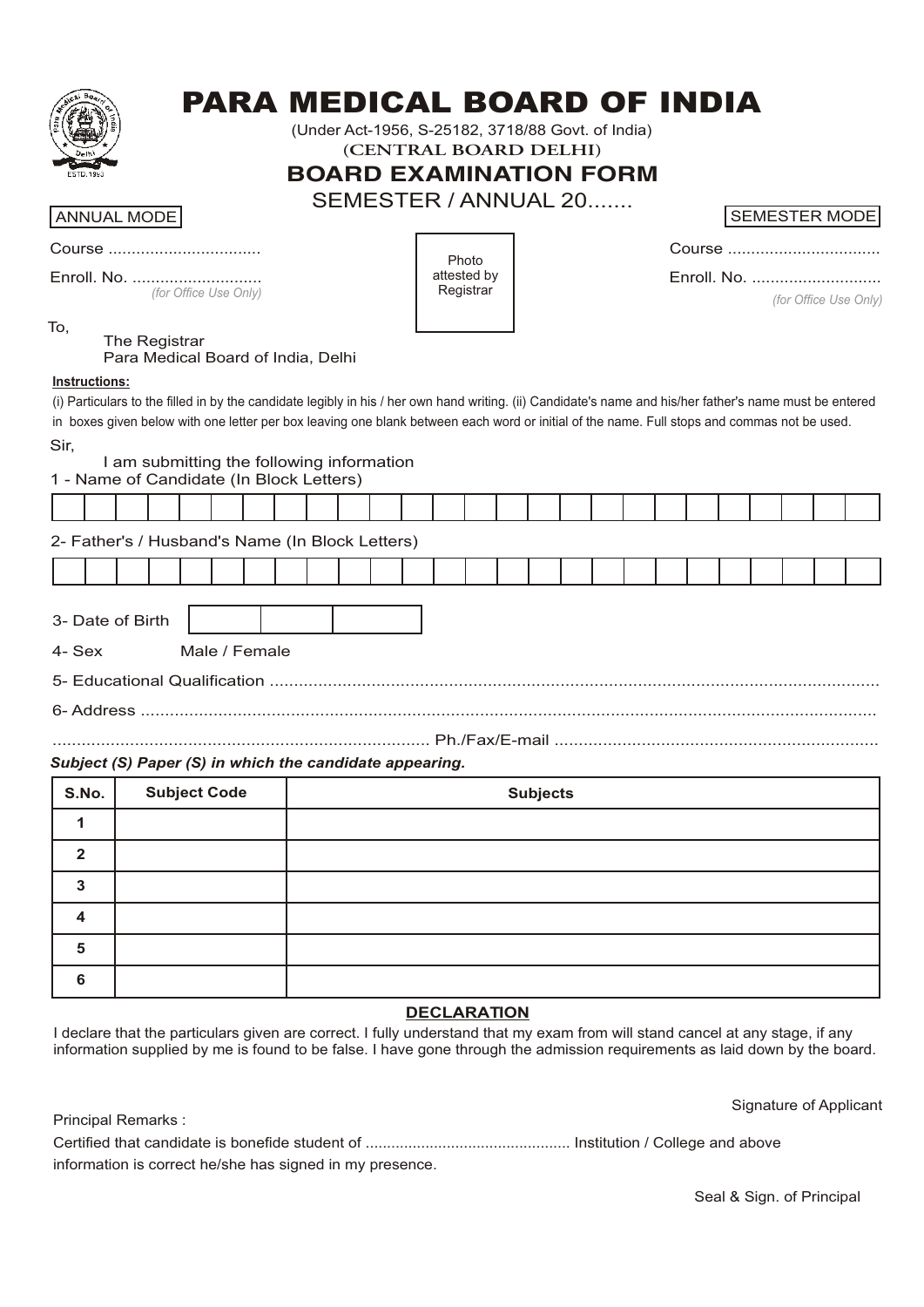# PARA MEDICAL BOARD OF INDIA

(Under Act-1956, S-25182, 3718/88 Govt. of India)

(CENTRAL BOARD DELHI)

## BOARD EXAMINATION FORM

SEMESTER / ANNUAL 20.......

ANNUAL MODE

Course ................................

Enroll. No. ...........................

*(for Office Use Only)*

Photo attested by Registrar

SEMESTER MODE

Course ................................

Enroll. No. ...........................

*(for Office Use Only)*

To,

The Registrar
Para Medical Board of India, Delhi

**Instructions:**

(i) Particulars to the filled in by the candidate legibly in his / her own hand writing. (ii) Candidate's name and his/her father's name must be entered in boxes given below with one letter per box leaving one blank between each word or initial of the name. Full stops and commas not be used.

Sir,

I am submitting the following information

1 - Name of Candidate (In Block Letters)

| | | | | | | | | | | | | | | | | | | | | | | | | | |
|---|---|---|---|---|---|---|---|---|---|---|---|---|---|---|---|---|---|---|---|---|---|---|---|---|---|

2- Father's / Husband's Name (In Block Letters)

| | | | | | | | | | | | | | | | | | | | | | | | | | |
|---|---|---|---|---|---|---|---|---|---|---|---|---|---|---|---|---|---|---|---|---|---|---|---|---|---|

3- Date of Birth

| | | |
|---|---|---|

4- Sex Male / Female

5- Educational Qualification ...........................................................................................................................

6- Address .........................................................................................................................................

............................................................................ Ph./Fax/E-mail ..................................................................

***Subject (S) Paper (S) in which the candidate appearing.***

| S.No. | Subject Code | Subjects |
|---|---|---|
| 1 | | |
| 2 | | |
| 3 | | |
| 4 | | |
| 5 | | |
| 6 | | |

**DECLARATION**

I declare that the particulars given are correct. I fully understand that my exam from will stand cancel at any stage, if any information supplied by me is found to be false. I have gone through the admission requirements as laid down by the board.

Signature of Applicant

Principal Remarks :

Certified that candidate is bonefide student of .............................................. Institution / College and above information is correct he/she has signed in my presence.

Seal & Sign. of Principal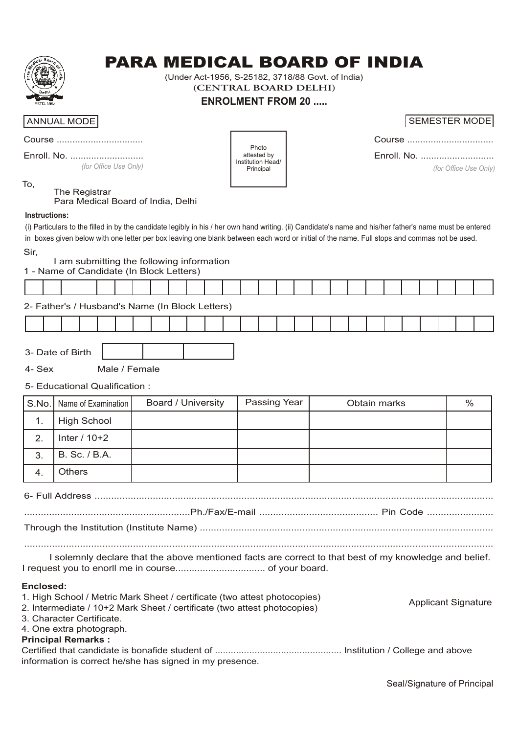# PARA MEDICAL BOARD OF INDIA

(Under Act-1956, S-25182, 3718/88 Govt. of India)

**(CENTRAL BOARD DELHI)**

**ENROLMENT FROM 20 .....**

ANNUAL MODE

Course ................................

Enroll. No. ...........................

*(for Office Use Only)*

Photo attested by Institution Head/ Principal

SEMESTER MODE

Course ................................

Enroll. No. ...........................

*(for Office Use Only)*

To,

The Registrar
Para Medical Board of India, Delhi

**Instructions:**

(i) Particulars to the filled in by the candidate legibly in his / her own hand writing. (ii) Candidate's name and his/her father's name must be entered in boxes given below with one letter per box leaving one blank between each word or initial of the name. Full stops and commas not be used.

Sir,

I am submitting the following information

1 - Name of Candidate (In Block Letters)

| | | | | | | | | | | | | | | | | | | | | | | | | | |
|---|---|---|---|---|---|---|---|---|---|---|---|---|---|---|---|---|---|---|---|---|---|---|---|---|---|

2- Father's / Husband's Name (In Block Letters)

| | | | | | | | | | | | | | | | | | | | | | | | | | |
|---|---|---|---|---|---|---|---|---|---|---|---|---|---|---|---|---|---|---|---|---|---|---|---|---|---|

3- Date of Birth

| | | |
|---|---|---|

4- Sex Male / Female

5- Educational Qualification :

| S.No. | Name of Examination | Board / University | Passing Year | Obtain marks | % |
|---|---|---|---|---|---|
| 1. | High School | | | | |
| 2. | Inter / 10+2 | | | | |
| 3. | B. Sc. / B.A. | | | | |
| 4. | Others | | | | |

6- Full Address ..................................................................................................................................

...........................................................Ph./Fax/E-mail .......................................... Pin Code ........................

Through the Institution (Institute Name) .........................................................................................................

.........................................................................................................................................................

I solemnly declare that the above mentioned facts are correct to that best of my knowledge and belief. I request you to enorll me in course................................ of your board.

**Enclosed:**

1. High School / Metric Mark Sheet / certificate (two attest photocopies)
2. Intermediate / 10+2 Mark Sheet / certificate (two attest photocopies)
3. Character Certificate.
4. One extra photograph.

Applicant Signature

**Principal Remarks :**

Certified that candidate is bonafide student of ............................................... Institution / College and above information is correct he/she has signed in my presence.

Seal/Signature of Principal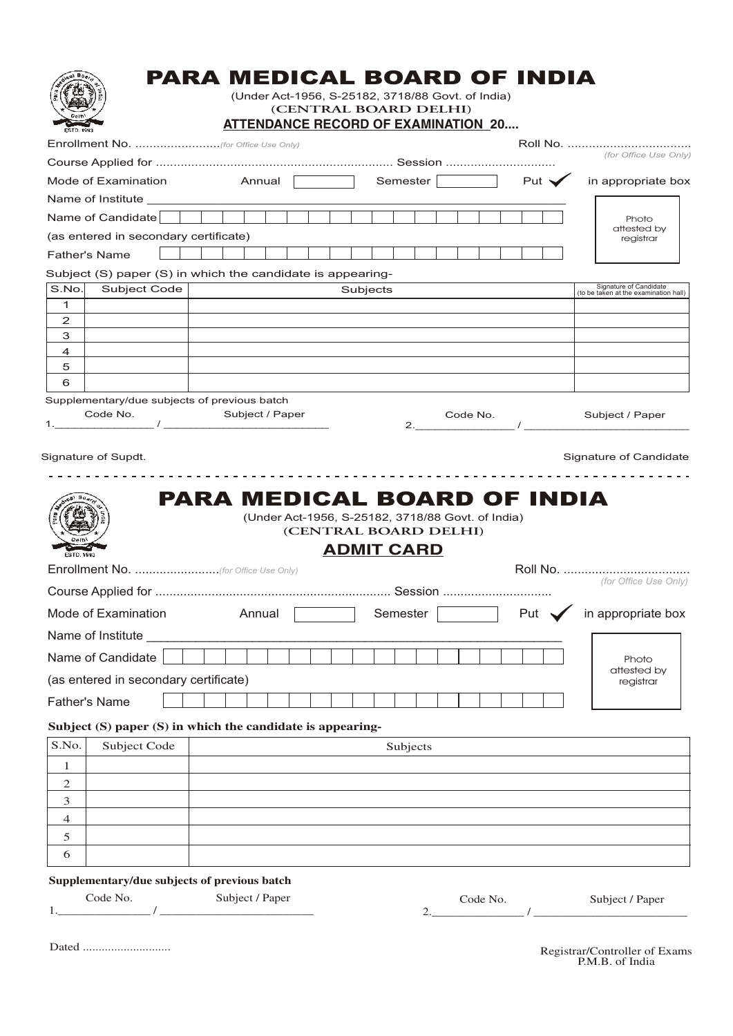# PARA MEDICAL BOARD OF INDIA

(Under Act-1956, S-25182, 3718/88 Govt. of India)
(CENTRAL BOARD DELHI)

**ATTENDANCE RECORD OF EXAMINATION 20....**

Enrollment No. ........................*(for Office Use Only)* Roll No. ...................................
*(for Office Use Only)*

Course Applied for .................................................................. Session ..............................

Mode of Examination Annual [ ] Semester [ ] Put ✓ in appropriate box

Name of Institute ____________________________________________________________

Name of Candidate [ ]
(as entered in secondary certificate)

Father's Name [ ]

Photo attested by registrar

Subject (S) paper (S) in which the candidate is appearing-

| S.No. | Subject Code | Subjects | Signature of Candidate (to be taken at the examination hall) |
|---|---|---|---|
| 1 | | | |
| 2 | | | |
| 3 | | | |
| 4 | | | |
| 5 | | | |
| 6 | | | |

Supplementary/due subjects of previous batch

Code No. / Subject / Paper
1.________________ / ___________________________

Code No. / Subject / Paper
2.________________ / ___________________________

Signature of Supdt. Signature of Candidate

---

# PARA MEDICAL BOARD OF INDIA

(Under Act-1956, S-25182, 3718/88 Govt. of India)
(CENTRAL BOARD DELHI)

**ADMIT CARD**

Enrollment No. ........................*(for Office Use Only)* Roll No. ....................................
*(for Office Use Only)*

Course Applied for .................................................................. Session ..............................

Mode of Examination Annual [ ] Semester [ ] Put ✓ in appropriate box

Name of Institute ____________________________________________________________

Name of Candidate [ ]
(as entered in secondary certificate)

Father's Name [ ]

Photo attested by registrar

**Subject (S) paper (S) in which the candidate is appearing-**

| S.No. | Subject Code | Subjects |
|---|---|---|
| 1 | | |
| 2 | | |
| 3 | | |
| 4 | | |
| 5 | | |
| 6 | | |

**Supplementary/due subjects of previous batch**

Code No. / Subject / Paper
1.______________ / ________________________

Code No. / Subject / Paper
2.______________ / ________________________

Dated ...........................

Registrar/Controller of Exams
P.M.B. of India